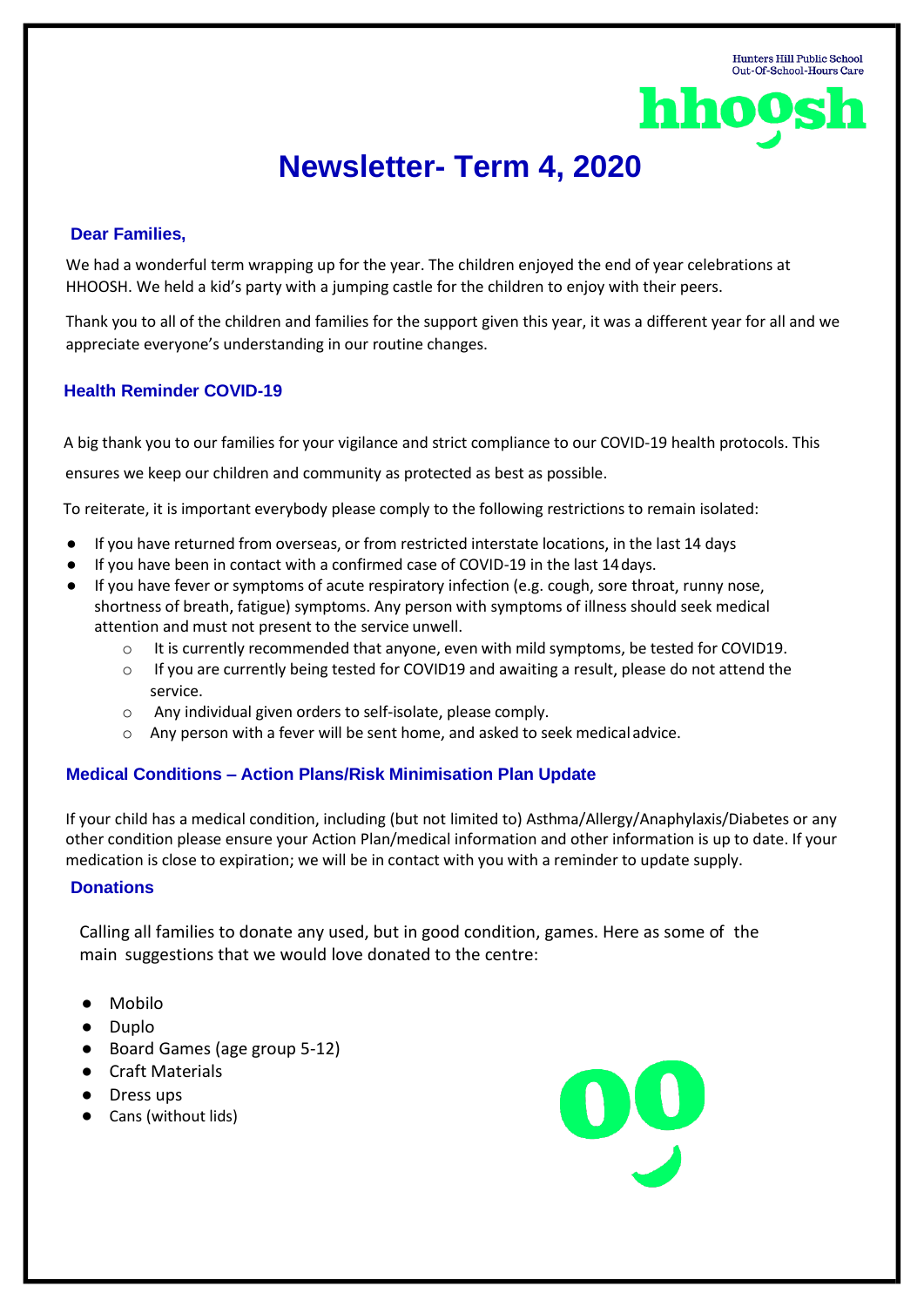Hunters Hill Public School
Out-Of-School-Hours Care

hhoosh

# Newsletter- Term 4, 2020

### Dear Families,

We had a wonderful term wrapping up for the year. The children enjoyed the end of year celebrations at HHOOSH. We held a kid's party with a jumping castle for the children to enjoy with their peers.

Thank you to all of the children and families for the support given this year, it was a different year for all and we appreciate everyone's understanding in our routine changes.

### Health Reminder COVID-19

A big thank you to our families for your vigilance and strict compliance to our COVID-19 health protocols. This ensures we keep our children and community as protected as best as possible.

To reiterate, it is important everybody please comply to the following restrictions to remain isolated:

- If you have returned from overseas, or from restricted interstate locations, in the last 14 days
- If you have been in contact with a confirmed case of COVID-19 in the last 14 days.
- If you have fever or symptoms of acute respiratory infection (e.g. cough, sore throat, runny nose, shortness of breath, fatigue) symptoms. Any person with symptoms of illness should seek medical attention and must not present to the service unwell.
    - It is currently recommended that anyone, even with mild symptoms, be tested for COVID19.
    - If you are currently being tested for COVID19 and awaiting a result, please do not attend the service.
    - Any individual given orders to self-isolate, please comply.
    - Any person with a fever will be sent home, and asked to seek medical advice.

### Medical Conditions – Action Plans/Risk Minimisation Plan Update

If your child has a medical condition, including (but not limited to) Asthma/Allergy/Anaphylaxis/Diabetes or any other condition please ensure your Action Plan/medical information and other information is up to date. If your medication is close to expiration; we will be in contact with you with a reminder to update supply.

### Donations

Calling all families to donate any used, but in good condition, games. Here as some of the main suggestions that we would love donated to the centre:

- Mobilo
- Duplo
- Board Games (age group 5-12)
- Craft Materials
- Dress ups
- Cans (without lids)